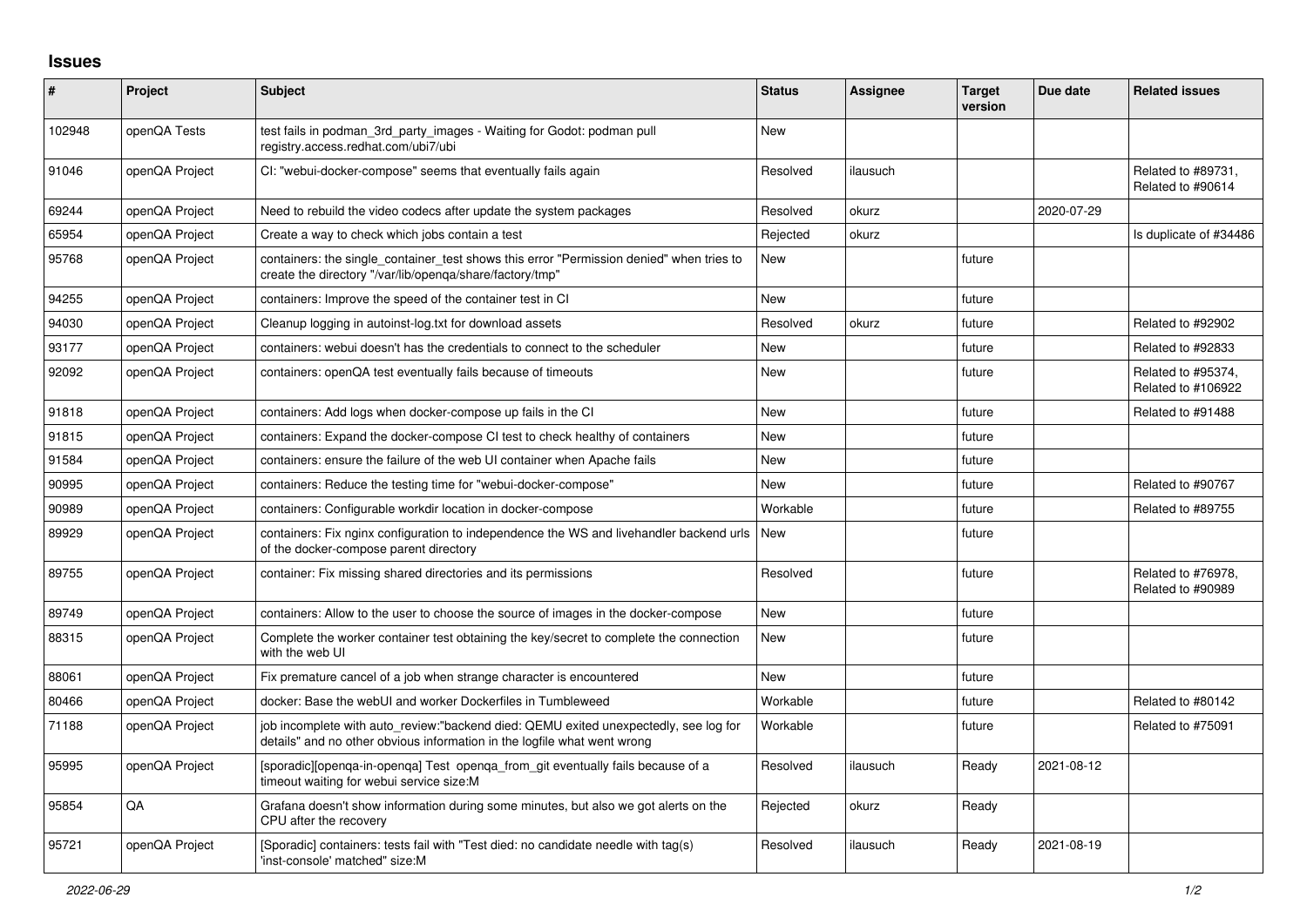## Issues

| # | Project | Subject | Status | Assignee | Target version | Due date | Related issues |
|---|---|---|---|---|---|---|---|
| 102948 | openQA Tests | test fails in podman_3rd_party_images - Waiting for Godot: podman pull registry.access.redhat.com/ubi7/ubi | New | | | | |
| 91046 | openQA Project | CI: "webui-docker-compose" seems that eventually fails again | Resolved | ilausuch | | | Related to #89731, Related to #90614 |
| 69244 | openQA Project | Need to rebuild the video codecs after update the system packages | Resolved | okurz | | 2020-07-29 | |
| 65954 | openQA Project | Create a way to check which jobs contain a test | Rejected | okurz | | | Is duplicate of #34486 |
| 95768 | openQA Project | containers: the single_container_test shows this error "Permission denied" when tries to create the directory "/var/lib/openqa/share/factory/tmp" | New | | future | | |
| 94255 | openQA Project | containers: Improve the speed of the container test in CI | New | | future | | |
| 94030 | openQA Project | Cleanup logging in autoinst-log.txt for download assets | Resolved | okurz | future | | Related to #92902 |
| 93177 | openQA Project | containers: webui doesn't has the credentials to connect to the scheduler | New | | future | | Related to #92833 |
| 92092 | openQA Project | containers: openQA test eventually fails because of timeouts | New | | future | | Related to #95374, Related to #106922 |
| 91818 | openQA Project | containers: Add logs when docker-compose up fails in the CI | New | | future | | Related to #91488 |
| 91815 | openQA Project | containers: Expand the docker-compose CI test to check healthy of containers | New | | future | | |
| 91584 | openQA Project | containers: ensure the failure of the web UI container when Apache fails | New | | future | | |
| 90995 | openQA Project | containers: Reduce the testing time for "webui-docker-compose" | New | | future | | Related to #90767 |
| 90989 | openQA Project | containers: Configurable workdir location in docker-compose | Workable | | future | | Related to #89755 |
| 89929 | openQA Project | containers: Fix nginx configuration to independence the WS and livehandler backend urls of the docker-compose parent directory | New | | future | | |
| 89755 | openQA Project | container: Fix missing shared directories and its permissions | Resolved | | future | | Related to #76978, Related to #90989 |
| 89749 | openQA Project | containers: Allow to the user to choose the source of images in the docker-compose | New | | future | | |
| 88315 | openQA Project | Complete the worker container test obtaining the key/secret to complete the connection with the web UI | New | | future | | |
| 88061 | openQA Project | Fix premature cancel of a job when strange character is encountered | New | | future | | |
| 80466 | openQA Project | docker: Base the webUI and worker Dockerfiles in Tumbleweed | Workable | | future | | Related to #80142 |
| 71188 | openQA Project | job incomplete with auto_review:"backend died: QEMU exited unexpectedly, see log for details" and no other obvious information in the logfile what went wrong | Workable | | future | | Related to #75091 |
| 95995 | openQA Project | [sporadic][openqa-in-openqa] Test openqa_from_git eventually fails because of a timeout waiting for webui service size:M | Resolved | ilausuch | Ready | 2021-08-12 | |
| 95854 | QA | Grafana doesn't show information during some minutes, but also we got alerts on the CPU after the recovery | Rejected | okurz | Ready | | |
| 95721 | openQA Project | [Sporadic] containers: tests fail with "Test died: no candidate needle with tag(s) 'inst-console' matched" size:M | Resolved | ilausuch | Ready | 2021-08-19 | |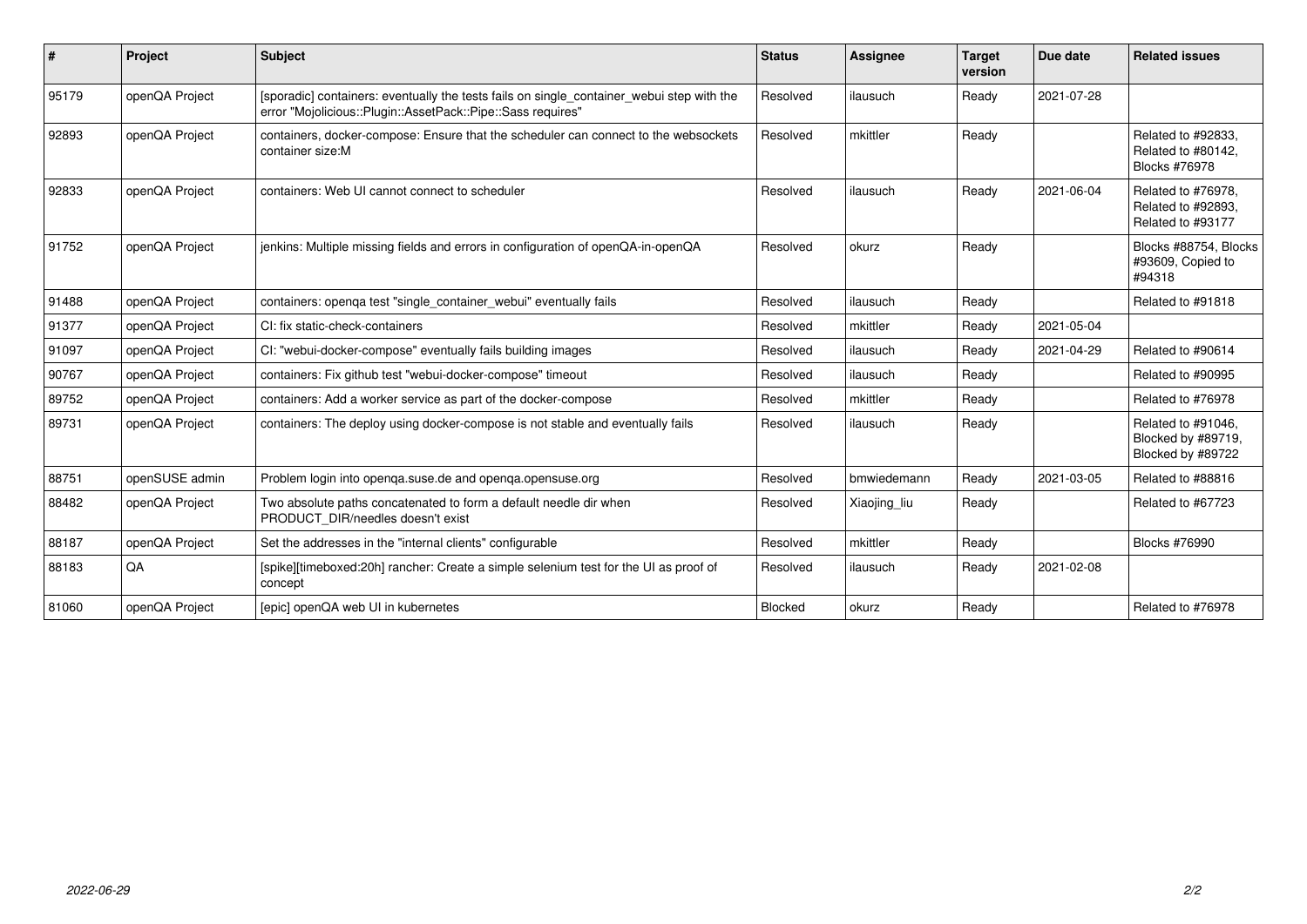| # | Project | Subject | Status | Assignee | Target version | Due date | Related issues |
|---|---|---|---|---|---|---|---|
| 95179 | openQA Project | [sporadic] containers: eventually the tests fails on single_container_webui step with the error "Mojolicious::Plugin::AssetPack::Pipe::Sass requires" | Resolved | ilausuch | Ready | 2021-07-28 | |
| 92893 | openQA Project | containers, docker-compose: Ensure that the scheduler can connect to the websockets container size:M | Resolved | mkittler | Ready | | Related to #92833, Related to #80142, Blocks #76978 |
| 92833 | openQA Project | containers: Web UI cannot connect to scheduler | Resolved | ilausuch | Ready | 2021-06-04 | Related to #76978, Related to #92893, Related to #93177 |
| 91752 | openQA Project | jenkins: Multiple missing fields and errors in configuration of openQA-in-openQA | Resolved | okurz | Ready | | Blocks #88754, Blocks #93609, Copied to #94318 |
| 91488 | openQA Project | containers: openqa test "single_container_webui" eventually fails | Resolved | ilausuch | Ready | | Related to #91818 |
| 91377 | openQA Project | CI: fix static-check-containers | Resolved | mkittler | Ready | 2021-05-04 | |
| 91097 | openQA Project | CI: "webui-docker-compose" eventually fails building images | Resolved | ilausuch | Ready | 2021-04-29 | Related to #90614 |
| 90767 | openQA Project | containers: Fix github test "webui-docker-compose" timeout | Resolved | ilausuch | Ready | | Related to #90995 |
| 89752 | openQA Project | containers: Add a worker service as part of the docker-compose | Resolved | mkittler | Ready | | Related to #76978 |
| 89731 | openQA Project | containers: The deploy using docker-compose is not stable and eventually fails | Resolved | ilausuch | Ready | | Related to #91046, Blocked by #89719, Blocked by #89722 |
| 88751 | openSUSE admin | Problem login into openqa.suse.de and openqa.opensuse.org | Resolved | bmwiedemann | Ready | 2021-03-05 | Related to #88816 |
| 88482 | openQA Project | Two absolute paths concatenated to form a default needle dir when PRODUCT_DIR/needles doesn't exist | Resolved | Xiaojing_liu | Ready | | Related to #67723 |
| 88187 | openQA Project | Set the addresses in the "internal clients" configurable | Resolved | mkittler | Ready | | Blocks #76990 |
| 88183 | QA | [spike][timeboxed:20h] rancher: Create a simple selenium test for the UI as proof of concept | Resolved | ilausuch | Ready | 2021-02-08 | |
| 81060 | openQA Project | [epic] openQA web UI in kubernetes | Blocked | okurz | Ready | | Related to #76978 |